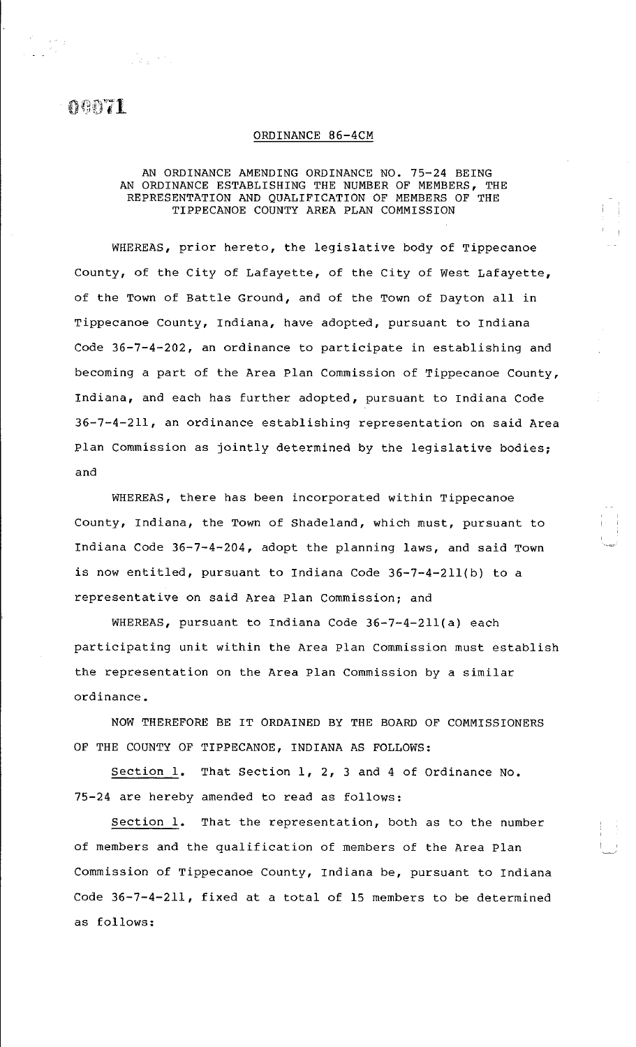00071

# ORDINANCE 86-4CM

AN ORDINANCE AMENDING ORDINANCE NO. 75-24 BEING AN ORDINANCE ESTABLISHING THE NUMBER OF MEMBERS, THE REPRESENTATION AND QUALIFICATION OF MEMBERS OF THE TIPPECANOE COUNTY AREA PLAN COMMISSION

WHEREAS, prior hereto, the legislative body of Tippecanoe County, of the City of Lafayette, of the City of West Lafayette, of the Town of Battle Ground, and of the Town of Dayton all in Tippecanoe County, Indiana, have adopted, pursuant to Indiana Code 36-7-4-202, an ordinance to participate in establishing and becoming a part of the Area Plan Commission of Tippecanoe County, Indiana, and each has further adopted, pursuant to Indiana Code 36-7-4-211, an ordinance establishing representation on said Area Plan Commission as jointly determined by the legislative bodies; and

WHEREAS, there has been incorporated within Tippecanoe County, Indiana, the Town of Shadeland, which must, pursuant to Indiana Code 36-7-4-204, adopt the planning laws, and said Town is now entitled, pursuant to Indiana Code 36-7-4-211(b) to a representative on said Area Plan Commission; and

WHEREAS, pursuant to Indiana Code 36-7-4-211(a) each participating unit within the Area Plan Commission must establish the representation on the Area Plan Commission by a similar ordinance.

NOW THEREFORE BE IT ORDAINED BY THE BOARD OF COMMISSIONERS OF THE COUNTY OF TIPPECANOE, INDIANA AS FOLLOWS:

Section 1. That Section 1, 2, 3 and 4 of Ordinance No. 75-24 are hereby amended to read as follows:

Section 1. That the representation, both as to the number of members and the qualification of members of the Area Plan Commission of Tippecanoe County, Indiana be, pursuant to Indiana Code 36-7-4-211, fixed at a total of 15 members to be determined as follows: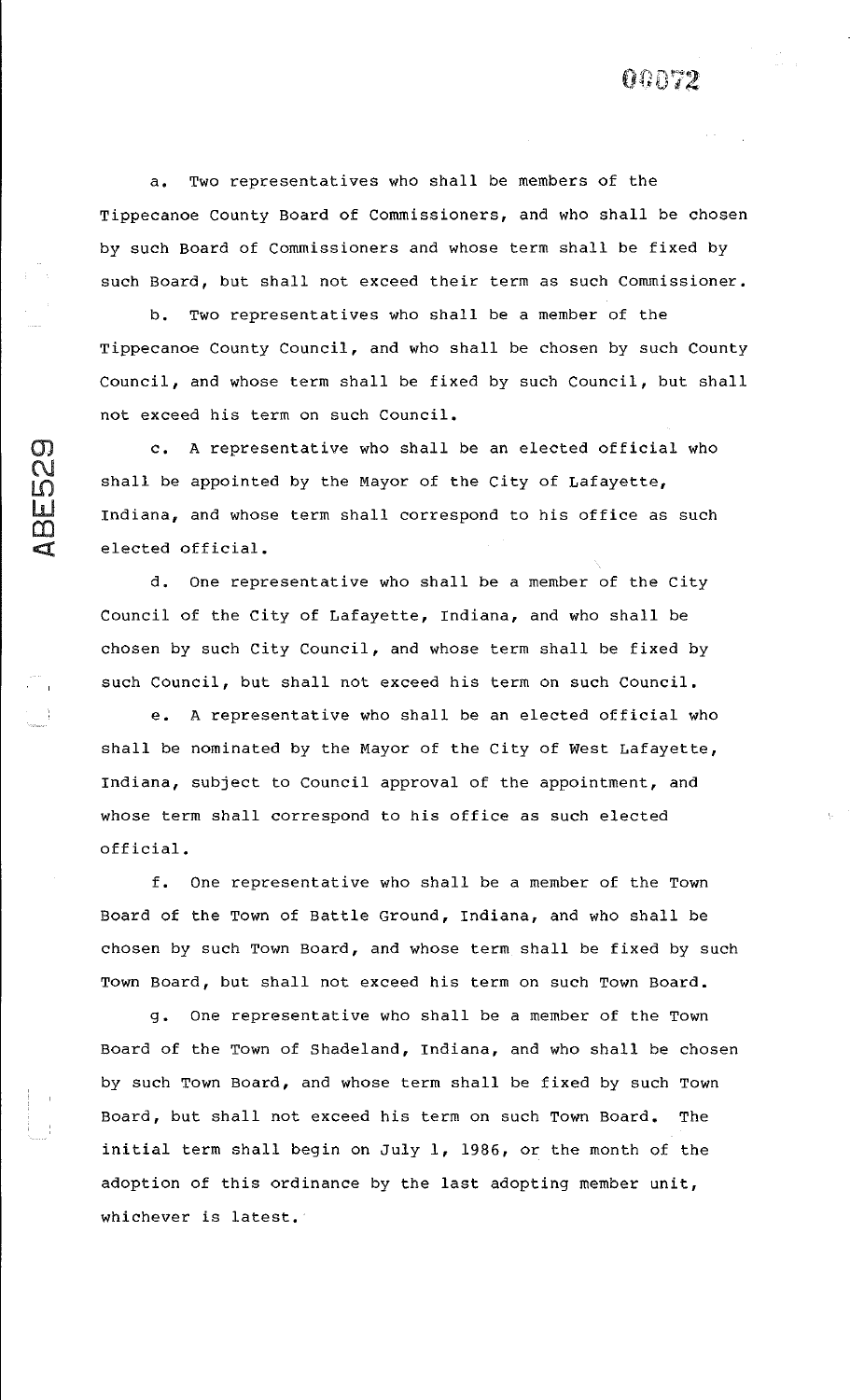a. Two representatives who shall be members of the Tippecanoe County Board of Commissioners, and who shall be chosen by such Board of Commissioners and whose term shall be fixed by such Board, but shall not exceed their term as such Commissioner.

b. Two representatives who shall be a member of the Tippecanoe County Council, and who shall be chosen by such County Council, and whose term shall be fixed by such Council, but shall not exceed his term on such Council.

c. A representative who shall be an elected official who shall be appointed by the Mayor of the City of Lafayette, Indiana, and whose term shall correspond to his office as such elected official.

d. One representative who shall be a member of the City Council of the City of Lafayette, Indiana, and who shall be chosen by such City Council, and whose term shall be fixed by such Council, but shall not exceed his term on such Council.

e. A representative who shall be an elected official who shall be nominated by the Mayor of the City of West Lafayette, Indiana, subject to Council approval of the appointment, and whose term shall correspond to his office as such elected official.

f. One representative who shall be a member of the Town Board of the Town of Battle Ground, Indiana, and who shall be chosen by such Town Board, and whose term shall be fixed by such Town Board, but shall not exceed his term on such Town Board.

g. One representative who shall be a member of the Town Board of the Town of Shadeland, Indiana, and who shall be chosen by such Town Board, and whose term shall be fixed by such Town Board, but shall not exceed his term on such Town Board. The initial term shall begin on July 1, 1986, or the month of the adoption of this ordinance by the last adopting member unit, whichever is latest.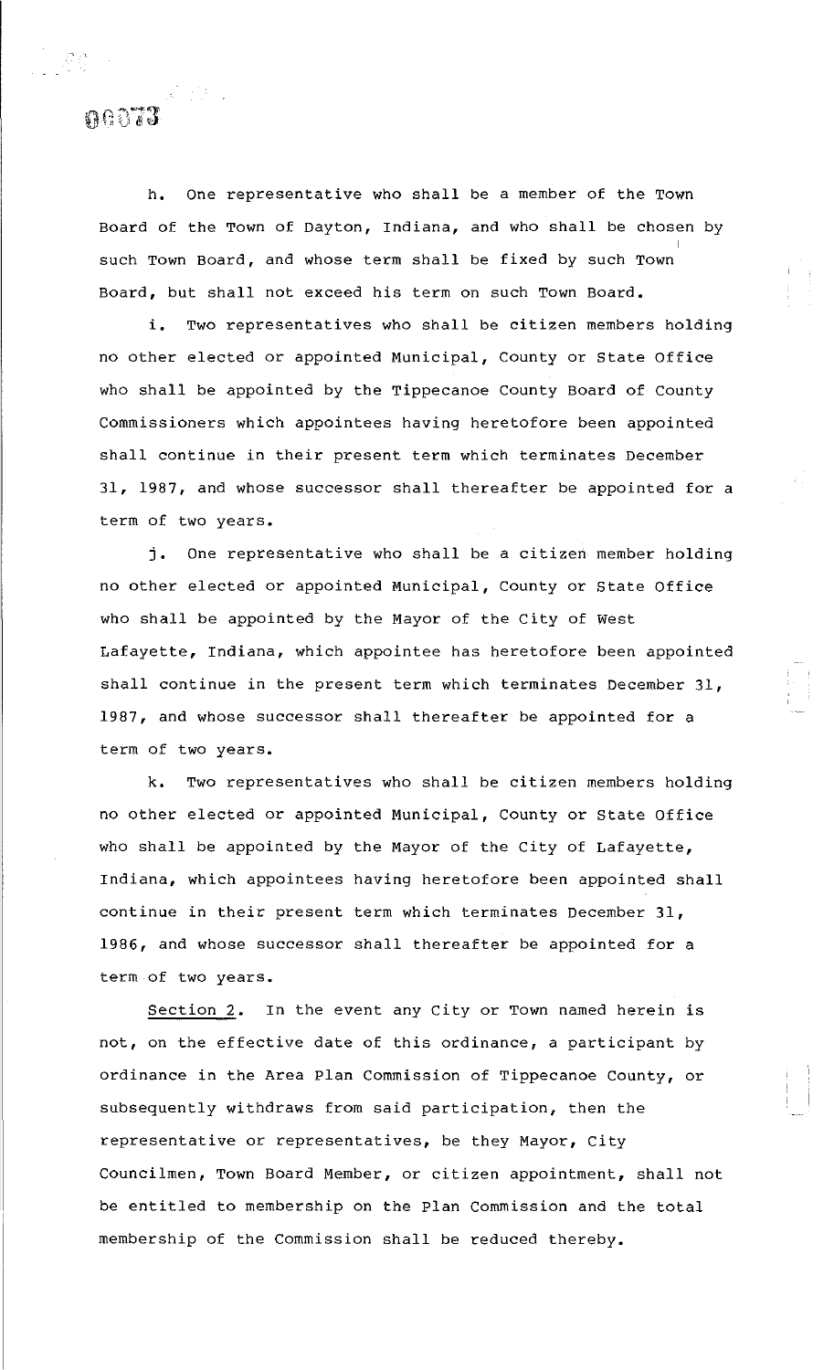h. One representative who shall be a member of the Town Board of the Town of Dayton, Indiana, and who shall be chosen by such Town Board, and whose term shall be fixed by such Town Board, but shall not exceed his term on such Town Board.

i. Two representatives who shall be citizen members holding no other elected or appointed Municipal, County or State Office who shall be appointed by the Tippecanoe County Board of County Commissioners which appointees having heretofore been appointed shall continue in their present term which terminates December 31, 1987, and whose successor shall thereafter be appointed for a term of two years.

j. One representative who shall be a citizen member holding no other elected or appointed Municipal, County or State Office who shall be appointed by the Mayor of the City of West Lafayette, Indiana, which appointee has heretofore been appointed shall continue in the present term which terminates December 31, 1987, and whose successor shall thereafter be appointed for a term of two years.

k. Two representatives who shall be citizen members holding no other elected or appointed Municipal, County or State Office who shall be appointed by the Mayor of the City of Lafayette, Indiana, which appointees having heretofore been appointed shall continue in their present term which terminates December 31, 1986, and whose successor shall thereafter be appointed for a term of two years.

Section 2. In the event any City or Town named herein is not, on the effective date of this ordinance, a participant by ordinance in the Area Plan Commission of Tippecanoe County, or subsequently withdraws from said participation, then the representative or representatives, be they Mayor, City Councilmen, Town Board Member, or citizen appointment, shall not be entitled to membership on the Plan Commission and the total membership of the Commission shall be reduced thereby.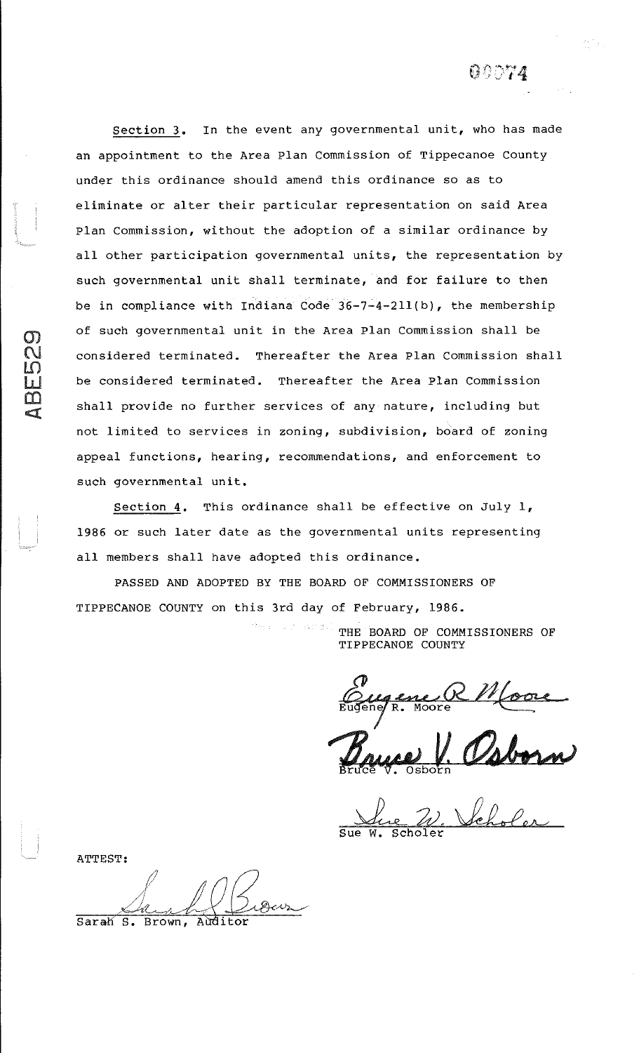Section 3. In the event any governmental unit, who has made an appointment to the Area Plan Commission of Tippecanoe County under this ordinance should amend this ordinance so as to eliminate or alter their particular representation on said Area Plan Commission, without the adoption of a similar ordinance by all other participation governmental units, the representation by such governmental unit shall terminate, and for failure to then be in compliance with Indiana Code 36-7-4-211(b), the membership of such governmental unit in the Area Plan Commission shall be considered terminated. Thereafter the Area Plan Commission shall be considered terminated. Thereafter the Area Plan Commission shall provide no further services of any nature, including but not limited to services in zoning, subdivision, board of zoning appeal functions, hearing, recommendations, and enforcement to such governmental unit.

Section 4. This ordinance shall be effective on July 1, 1986 or such later date as the governmental units representing all members shall have adopted this ordinance.

PASSED AND ADOPTED BY THE BOARD OF COMMISSIONERS OF TIPPECANOE COUNTY on this 3rd day of February, 1986.

THE BOARD OF COMMISSIONERS OF TIPPECANOE COUNTY

Eugene R. Moore

Bruce V. Osborn

Sue W. Scholer

ATTEST:

Sarah S. Brown, Auditor